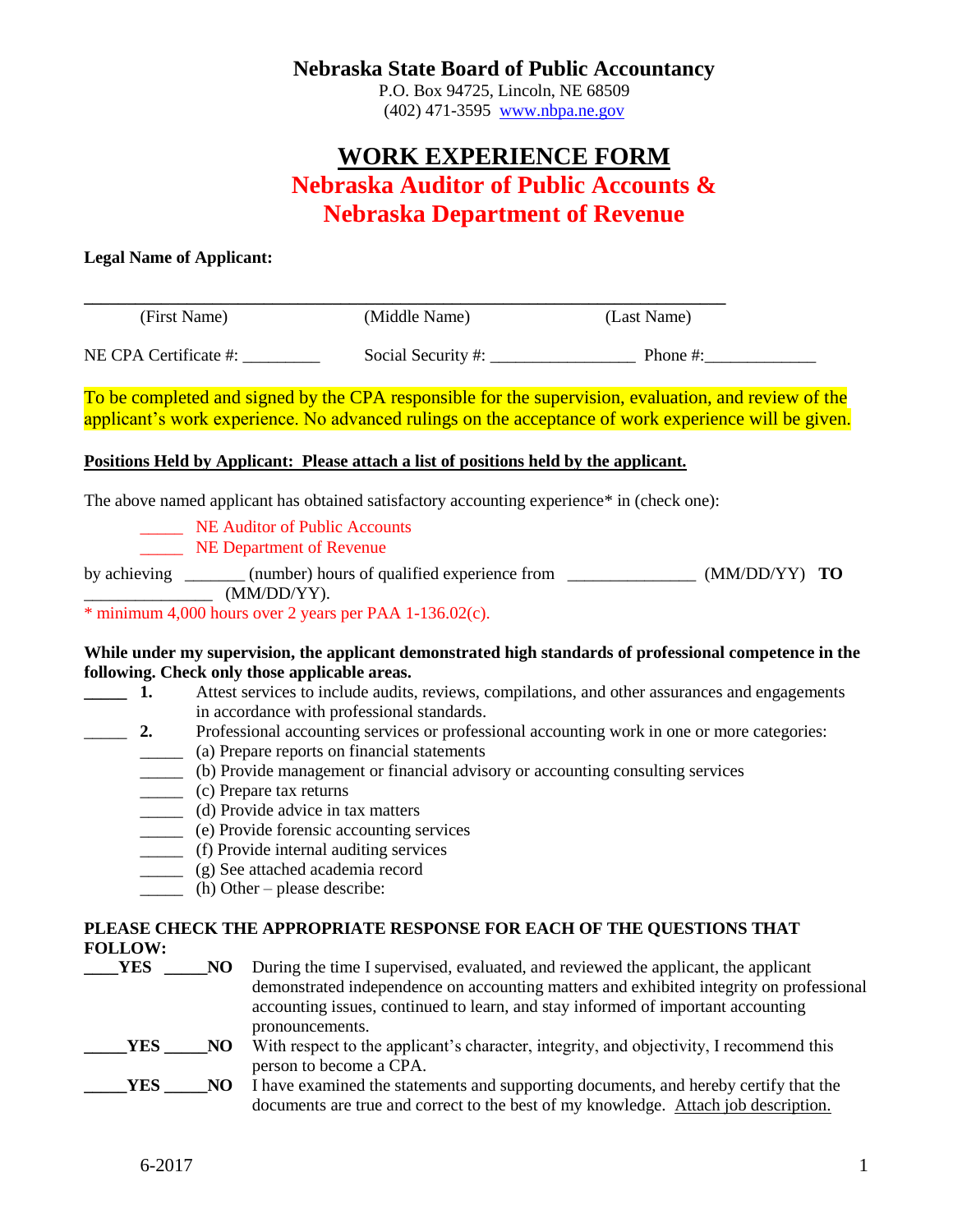**Nebraska State Board of Public Accountancy**
P.O. Box 94725, Lincoln, NE 68509
(402) 471-3595 www.nbpa.ne.gov

# WORK EXPERIENCE FORM

## Nebraska Auditor of Public Accounts & Nebraska Department of Revenue

**Legal Name of Applicant:**

______________________________________________________________________

(First Name) (Middle Name) (Last Name)

NE CPA Certificate #: _________ Social Security #: ________________ Phone #:_____________

To be completed and signed by the CPA responsible for the supervision, evaluation, and review of the applicant's work experience. No advanced rulings on the acceptance of work experience will be given.

**Positions Held by Applicant: Please attach a list of positions held by the applicant.**

The above named applicant has obtained satisfactory accounting experience* in (check one):

_____ NE Auditor of Public Accounts
_____ NE Department of Revenue

by achieving _______ (number) hours of qualified experience from _______________ (MM/DD/YY) **TO** _______________ (MM/DD/YY).

* minimum 4,000 hours over 2 years per PAA 1-136.02(c).

**While under my supervision, the applicant demonstrated high standards of professional competence in the following. Check only those applicable areas.**

_____ **1.** Attest services to include audits, reviews, compilations, and other assurances and engagements in accordance with professional standards.

_____ **2.** Professional accounting services or professional accounting work in one or more categories:

- _____ (a) Prepare reports on financial statements
- _____ (b) Provide management or financial advisory or accounting consulting services
- _____ (c) Prepare tax returns
- _____ (d) Provide advice in tax matters
- _____ (e) Provide forensic accounting services
- _____ (f) Provide internal auditing services
- _____ (g) See attached academia record
- _____ (h) Other – please describe:

**PLEASE CHECK THE APPROPRIATE RESPONSE FOR EACH OF THE QUESTIONS THAT FOLLOW:**

**____YES _____NO** During the time I supervised, evaluated, and reviewed the applicant, the applicant demonstrated independence on accounting matters and exhibited integrity on professional accounting issues, continued to learn, and stay informed of important accounting pronouncements.

**_____YES _____NO** With respect to the applicant's character, integrity, and objectivity, I recommend this person to become a CPA.

**_____YES _____NO** I have examined the statements and supporting documents, and hereby certify that the documents are true and correct to the best of my knowledge. Attach job description.

6-2017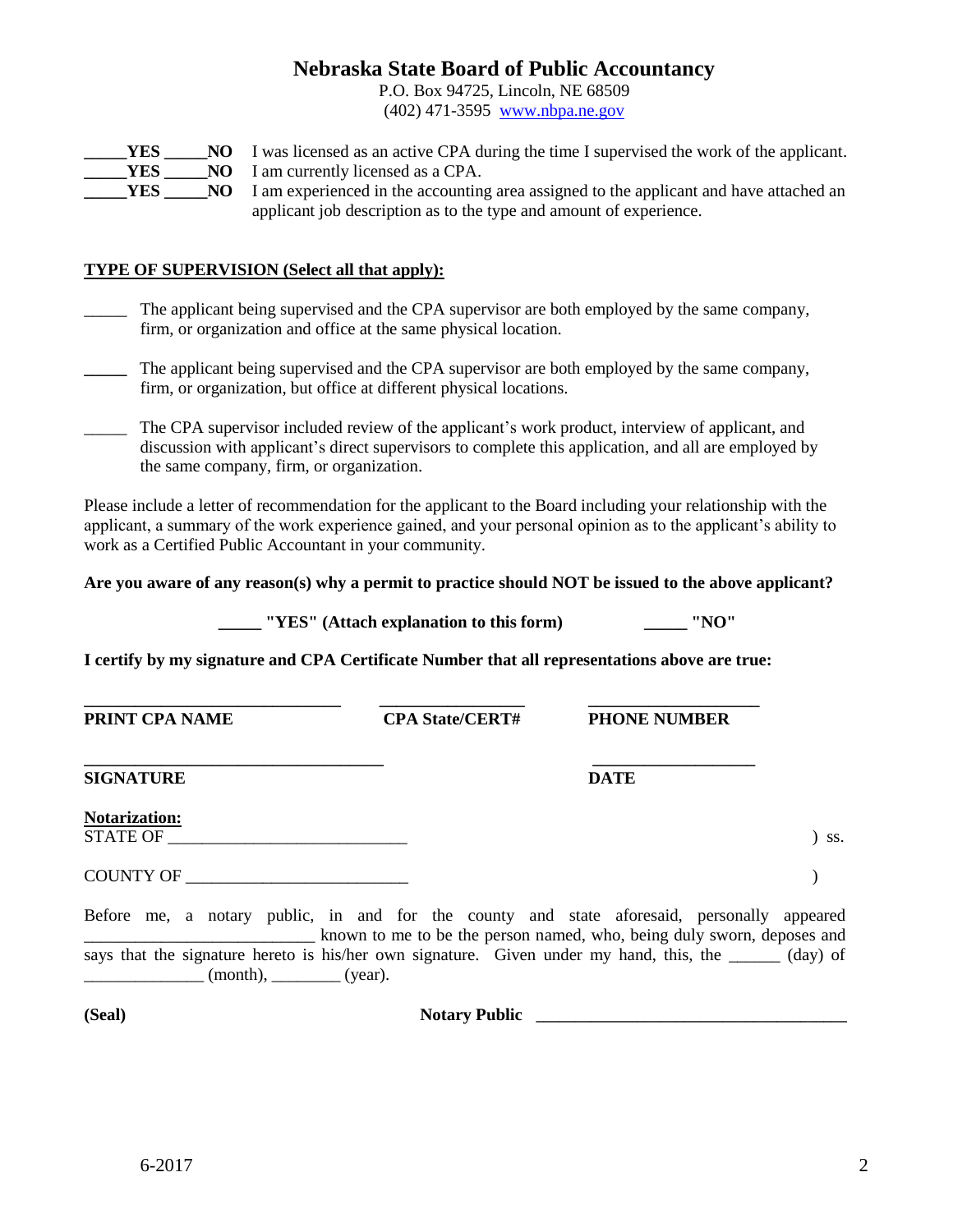# Nebraska State Board of Public Accountancy

P.O. Box 94725, Lincoln, NE 68509
(402) 471-3595 www.nbpa.ne.gov

_____**YES** _____**NO** I was licensed as an active CPA during the time I supervised the work of the applicant.
_____**YES** _____**NO** I am currently licensed as a CPA.
_____**YES** _____**NO** I am experienced in the accounting area assigned to the applicant and have attached an applicant job description as to the type and amount of experience.

**TYPE OF SUPERVISION (Select all that apply):**

_____ The applicant being supervised and the CPA supervisor are both employed by the same company, firm, or organization and office at the same physical location.

_____ The applicant being supervised and the CPA supervisor are both employed by the same company, firm, or organization, but office at different physical locations.

_____ The CPA supervisor included review of the applicant's work product, interview of applicant, and discussion with applicant's direct supervisors to complete this application, and all are employed by the same company, firm, or organization.

Please include a letter of recommendation for the applicant to the Board including your relationship with the applicant, a summary of the work experience gained, and your personal opinion as to the applicant's ability to work as a Certified Public Accountant in your community.

**Are you aware of any reason(s) why a permit to practice should NOT be issued to the above applicant?**

**_____ "YES" (Attach explanation to this form)** **_____ "NO"**

**I certify by my signature and CPA Certificate Number that all representations above are true:**

______________________________ ________________ ____________________
**PRINT CPA NAME** **CPA State/CERT#** **PHONE NUMBER**

__________________________________ ____________________
**SIGNATURE** **DATE**

**Notarization:**
STATE OF ___________________________ ) ss.

COUNTY OF _________________________ )

Before me, a notary public, in and for the county and state aforesaid, personally appeared __________________________ known to me to be the person named, who, being duly sworn, deposes and says that the signature hereto is his/her own signature. Given under my hand, this, the ______ (day) of ______________ (month), ________ (year).

**(Seal)** **Notary Public** ____________________________________

6-2017